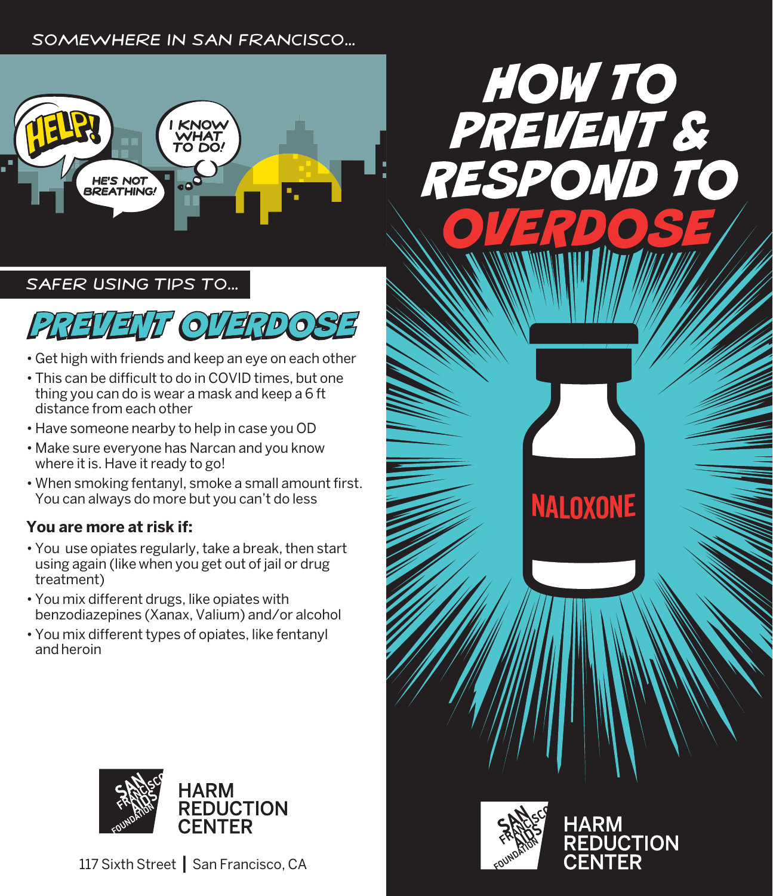SOMEWHERE IN SAN FRANCISCO...

HELP! HE'S NOT BREATHING!

I KNOW WHAT TO DO!

SAFER USING TIPS TO...

## PREVENT OVERDOSE

- Get high with friends and keep an eye on each other
- This can be difficult to do in COVID times, but one thing you can do is wear a mask and keep a 6 ft distance from each other
- Have someone nearby to help in case you OD
- Make sure everyone has Narcan and you know where it is. Have it ready to go!
- When smoking fentanyl, smoke a small amount first. You can always do more but you can't do less

**You are more at risk if:**

- You use opiates regularly, take a break, then start using again (like when you get out of jail or drug treatment)
- You mix different drugs, like opiates with benzodiazepines (Xanax, Valium) and/or alcohol
- You mix different types of opiates, like fentanyl and heroin

SAN FRANCISCO AIDS FOUNDATION HARM REDUCTION CENTER

117 Sixth Street | San Francisco, CA

# HOW TO PREVENT & RESPOND TO OVERDOSE

NALOXONE

SAN FRANCISCO AIDS FOUNDATION HARM REDUCTION CENTER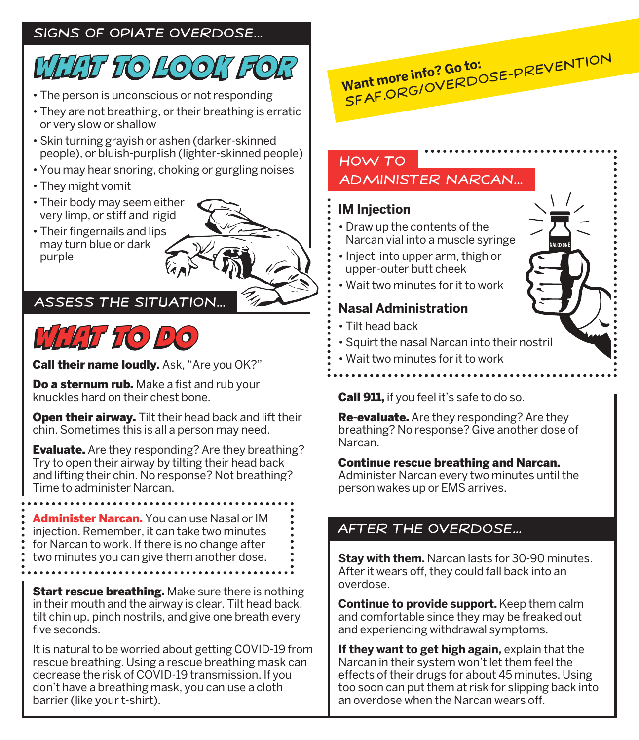## SIGNS OF OPIATE OVERDOSE...

# WHAT TO LOOK FOR

- The person is unconscious or not responding
- They are not breathing, or their breathing is erratic or very slow or shallow
- Skin turning grayish or ashen (darker-skinned people), or bluish-purplish (lighter-skinned people)
- You may hear snoring, choking or gurgling noises
- They might vomit
- Their body may seem either very limp, or stiff and rigid
- Their fingernails and lips may turn blue or dark purple

## ASSESS THE SITUATION...

# WHAT TO DO

**Call their name loudly.** Ask, "Are you OK?"

**Do a sternum rub.** Make a fist and rub your knuckles hard on their chest bone.

**Open their airway.** Tilt their head back and lift their chin. Sometimes this is all a person may need.

**Evaluate.** Are they responding? Are they breathing? Try to open their airway by tilting their head back and lifting their chin. No response? Not breathing? Time to administer Narcan.

**Administer Narcan.** You can use Nasal or IM injection. Remember, it can take two minutes for Narcan to work. If there is no change after two minutes you can give them another dose.

**Start rescue breathing.** Make sure there is nothing in their mouth and the airway is clear. Tilt head back, tilt chin up, pinch nostrils, and give one breath every five seconds.

It is natural to be worried about getting COVID-19 from rescue breathing. Using a rescue breathing mask can decrease the risk of COVID-19 transmission. If you don't have a breathing mask, you can use a cloth barrier (like your t-shirt).

**Want more info? Go to: SFAF.ORG/OVERDOSE-PREVENTION**

## HOW TO ADMINISTER NARCAN...

### IM Injection

- Draw up the contents of the Narcan vial into a muscle syringe
- Inject into upper arm, thigh or upper-outer butt cheek
- Wait two minutes for it to work

### Nasal Administration

- Tilt head back
- Squirt the nasal Narcan into their nostril
- Wait two minutes for it to work

**Call 911,** if you feel it's safe to do so.

**Re-evaluate.** Are they responding? Are they breathing? No response? Give another dose of Narcan.

**Continue rescue breathing and Narcan.** Administer Narcan every two minutes until the person wakes up or EMS arrives.

## AFTER THE OVERDOSE...

**Stay with them.** Narcan lasts for 30-90 minutes. After it wears off, they could fall back into an overdose.

**Continue to provide support.** Keep them calm and comfortable since they may be freaked out and experiencing withdrawal symptoms.

**If they want to get high again,** explain that the Narcan in their system won't let them feel the effects of their drugs for about 45 minutes. Using too soon can put them at risk for slipping back into an overdose when the Narcan wears off.